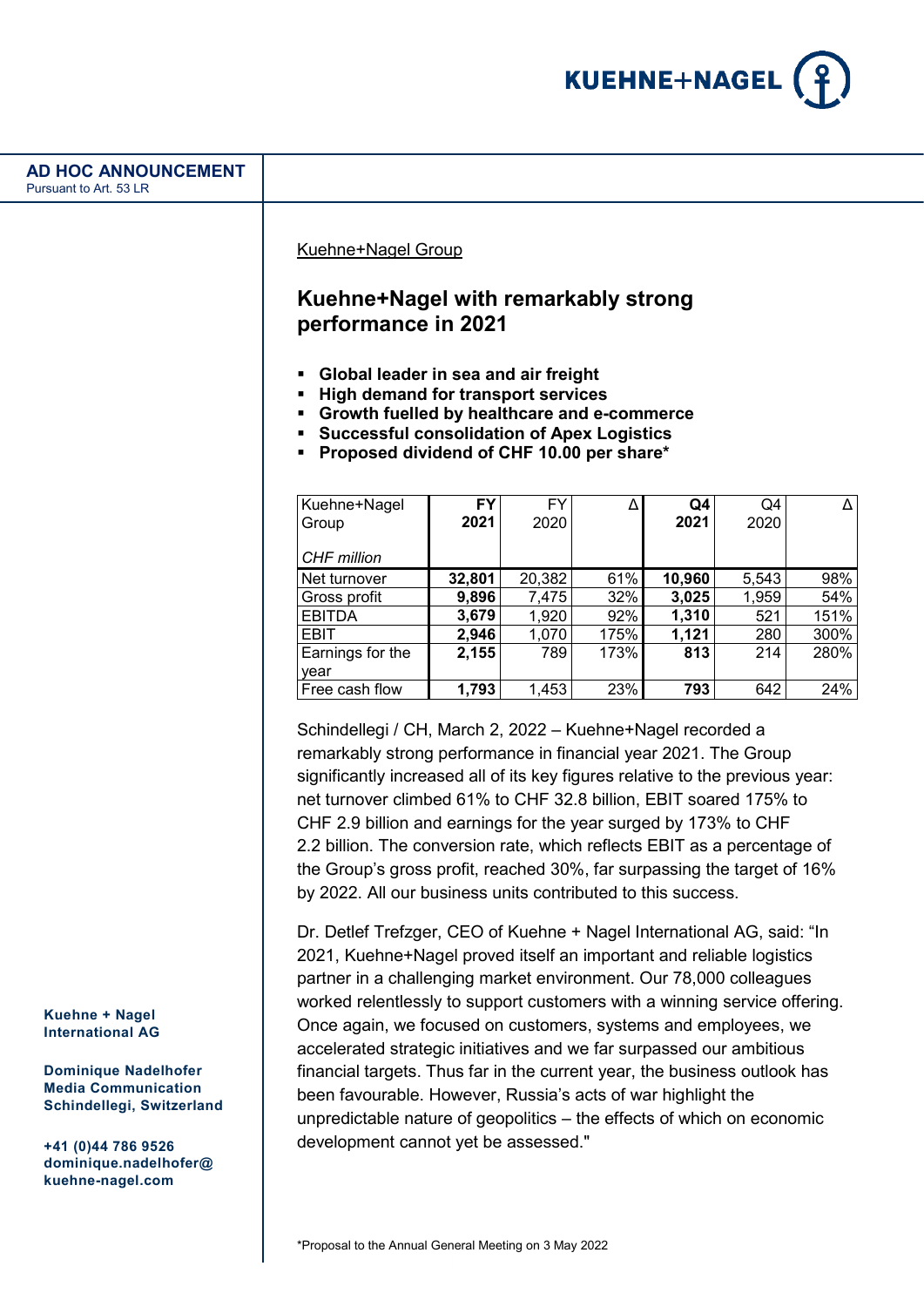**AD HOC ANNOUNCEMENT**
Pursuant to Art. 53 LR

Kuehne+Nagel Group

# Kuehne+Nagel with remarkably strong performance in 2021

- **Global leader in sea and air freight**
- **High demand for transport services**
- **Growth fuelled by healthcare and e-commerce**
- **Successful consolidation of Apex Logistics**
- **Proposed dividend of CHF 10.00 per share***

| Kuehne+Nagel Group *CHF million* | **FY 2021** | FY 2020 | Δ | **Q4 2021** | Q4 2020 | Δ |
|---|---|---|---|---|---|---|
| Net turnover | **32,801** | 20,382 | 61% | **10,960** | 5,543 | 98% |
| Gross profit | **9,896** | 7,475 | 32% | **3,025** | 1,959 | 54% |
| EBITDA | **3,679** | 1,920 | 92% | **1,310** | 521 | 151% |
| EBIT | **2,946** | 1,070 | 175% | **1,121** | 280 | 300% |
| Earnings for the year | **2,155** | 789 | 173% | **813** | 214 | 280% |
| Free cash flow | **1,793** | 1,453 | 23% | **793** | 642 | 24% |

Schindellegi / CH, March 2, 2022 – Kuehne+Nagel recorded a remarkably strong performance in financial year 2021. The Group significantly increased all of its key figures relative to the previous year: net turnover climbed 61% to CHF 32.8 billion, EBIT soared 175% to CHF 2.9 billion and earnings for the year surged by 173% to CHF 2.2 billion. The conversion rate, which reflects EBIT as a percentage of the Group's gross profit, reached 30%, far surpassing the target of 16% by 2022. All our business units contributed to this success.

Dr. Detlef Trefzger, CEO of Kuehne + Nagel International AG, said: "In 2021, Kuehne+Nagel proved itself an important and reliable logistics partner in a challenging market environment. Our 78,000 colleagues worked relentlessly to support customers with a winning service offering. Once again, we focused on customers, systems and employees, we accelerated strategic initiatives and we far surpassed our ambitious financial targets. Thus far in the current year, the business outlook has been favourable. However, Russia's acts of war highlight the unpredictable nature of geopolitics – the effects of which on economic development cannot yet be assessed."

**Kuehne + Nagel International AG**

**Dominique Nadelhofer**
**Media Communication**
**Schindellegi, Switzerland**

**+41 (0)44 786 9526**
**dominique.nadelhofer@kuehne-nagel.com**

*Proposal to the Annual General Meeting on 3 May 2022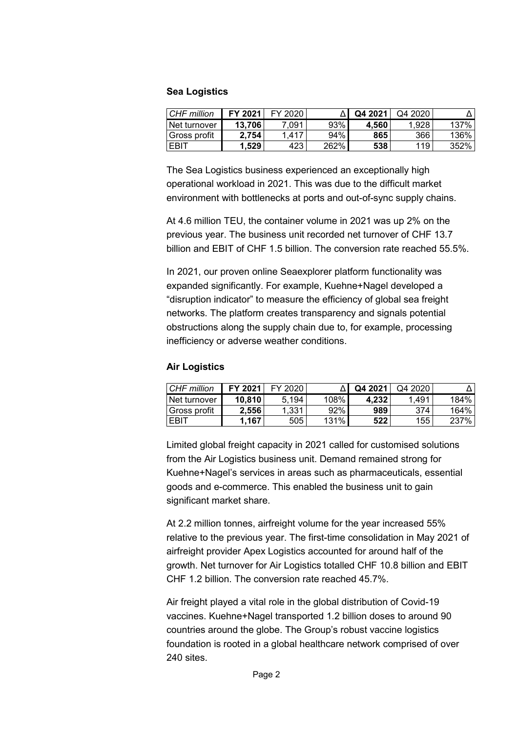### Sea Logistics

| *CHF million* | **FY 2021** | FY 2020 | Δ | **Q4 2021** | Q4 2020 | Δ |
|---|---|---|---|---|---|---|
| Net turnover | **13,706** | 7,091 | 93% | **4,560** | 1,928 | 137% |
| Gross profit | **2,754** | 1,417 | 94% | **865** | 366 | 136% |
| EBIT | **1,529** | 423 | 262% | **538** | 119 | 352% |

The Sea Logistics business experienced an exceptionally high operational workload in 2021. This was due to the difficult market environment with bottlenecks at ports and out-of-sync supply chains.

At 4.6 million TEU, the container volume in 2021 was up 2% on the previous year. The business unit recorded net turnover of CHF 13.7 billion and EBIT of CHF 1.5 billion. The conversion rate reached 55.5%.

In 2021, our proven online Seaexplorer platform functionality was expanded significantly. For example, Kuehne+Nagel developed a "disruption indicator" to measure the efficiency of global sea freight networks. The platform creates transparency and signals potential obstructions along the supply chain due to, for example, processing inefficiency or adverse weather conditions.

### Air Logistics

| *CHF million* | **FY 2021** | FY 2020 | Δ | **Q4 2021** | Q4 2020 | Δ |
|---|---|---|---|---|---|---|
| Net turnover | **10,810** | 5,194 | 108% | **4,232** | 1,491 | 184% |
| Gross profit | **2,556** | 1,331 | 92% | **989** | 374 | 164% |
| EBIT | **1,167** | 505 | 131% | **522** | 155 | 237% |

Limited global freight capacity in 2021 called for customised solutions from the Air Logistics business unit. Demand remained strong for Kuehne+Nagel's services in areas such as pharmaceuticals, essential goods and e-commerce. This enabled the business unit to gain significant market share.

At 2.2 million tonnes, airfreight volume for the year increased 55% relative to the previous year. The first-time consolidation in May 2021 of airfreight provider Apex Logistics accounted for around half of the growth. Net turnover for Air Logistics totalled CHF 10.8 billion and EBIT CHF 1.2 billion. The conversion rate reached 45.7%.

Air freight played a vital role in the global distribution of Covid-19 vaccines. Kuehne+Nagel transported 1.2 billion doses to around 90 countries around the globe. The Group's robust vaccine logistics foundation is rooted in a global healthcare network comprised of over 240 sites.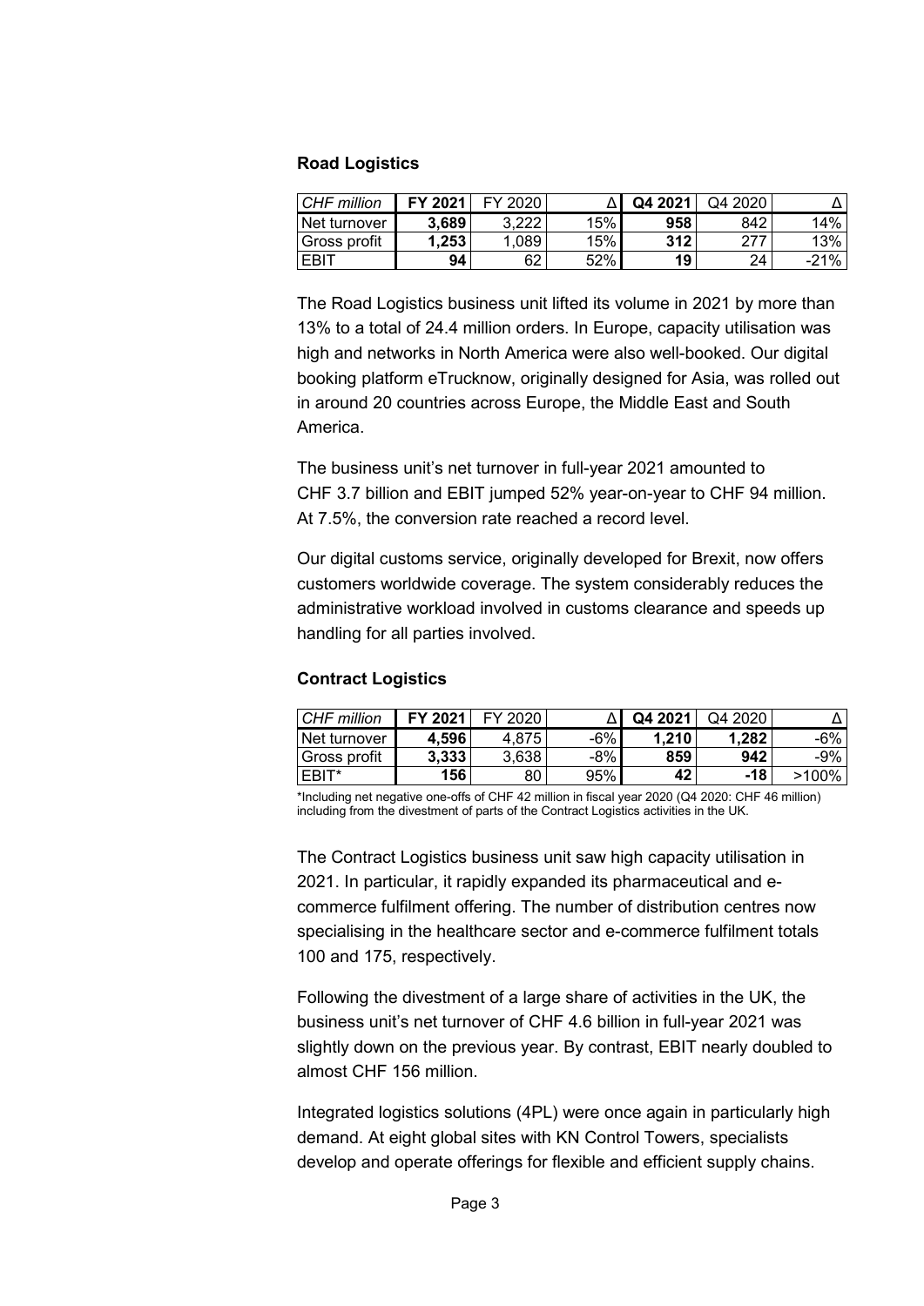### Road Logistics

| *CHF million* | **FY 2021** | FY 2020 | Δ | **Q4 2021** | Q4 2020 | Δ |
|---|---|---|---|---|---|---|
| Net turnover | **3,689** | 3,222 | 15% | **958** | 842 | 14% |
| Gross profit | **1,253** | 1,089 | 15% | **312** | 277 | 13% |
| EBIT | **94** | 62 | 52% | **19** | 24 | -21% |

The Road Logistics business unit lifted its volume in 2021 by more than 13% to a total of 24.4 million orders. In Europe, capacity utilisation was high and networks in North America were also well-booked. Our digital booking platform eTrucknow, originally designed for Asia, was rolled out in around 20 countries across Europe, the Middle East and South America.

The business unit's net turnover in full-year 2021 amounted to CHF 3.7 billion and EBIT jumped 52% year-on-year to CHF 94 million. At 7.5%, the conversion rate reached a record level.

Our digital customs service, originally developed for Brexit, now offers customers worldwide coverage. The system considerably reduces the administrative workload involved in customs clearance and speeds up handling for all parties involved.

### Contract Logistics

| *CHF million* | **FY 2021** | FY 2020 | Δ | **Q4 2021** | Q4 2020 | Δ |
|---|---|---|---|---|---|---|
| Net turnover | **4,596** | 4,875 | -6% | **1,210** | **1,282** | -6% |
| Gross profit | **3,333** | 3,638 | -8% | **859** | **942** | -9% |
| EBIT* | **156** | 80 | 95% | **42** | **-18** | >100% |

*Including net negative one-offs of CHF 42 million in fiscal year 2020 (Q4 2020: CHF 46 million) including from the divestment of parts of the Contract Logistics activities in the UK.

The Contract Logistics business unit saw high capacity utilisation in 2021. In particular, it rapidly expanded its pharmaceutical and e-commerce fulfilment offering. The number of distribution centres now specialising in the healthcare sector and e-commerce fulfilment totals 100 and 175, respectively.

Following the divestment of a large share of activities in the UK, the business unit's net turnover of CHF 4.6 billion in full-year 2021 was slightly down on the previous year. By contrast, EBIT nearly doubled to almost CHF 156 million.

Integrated logistics solutions (4PL) were once again in particularly high demand. At eight global sites with KN Control Towers, specialists develop and operate offerings for flexible and efficient supply chains.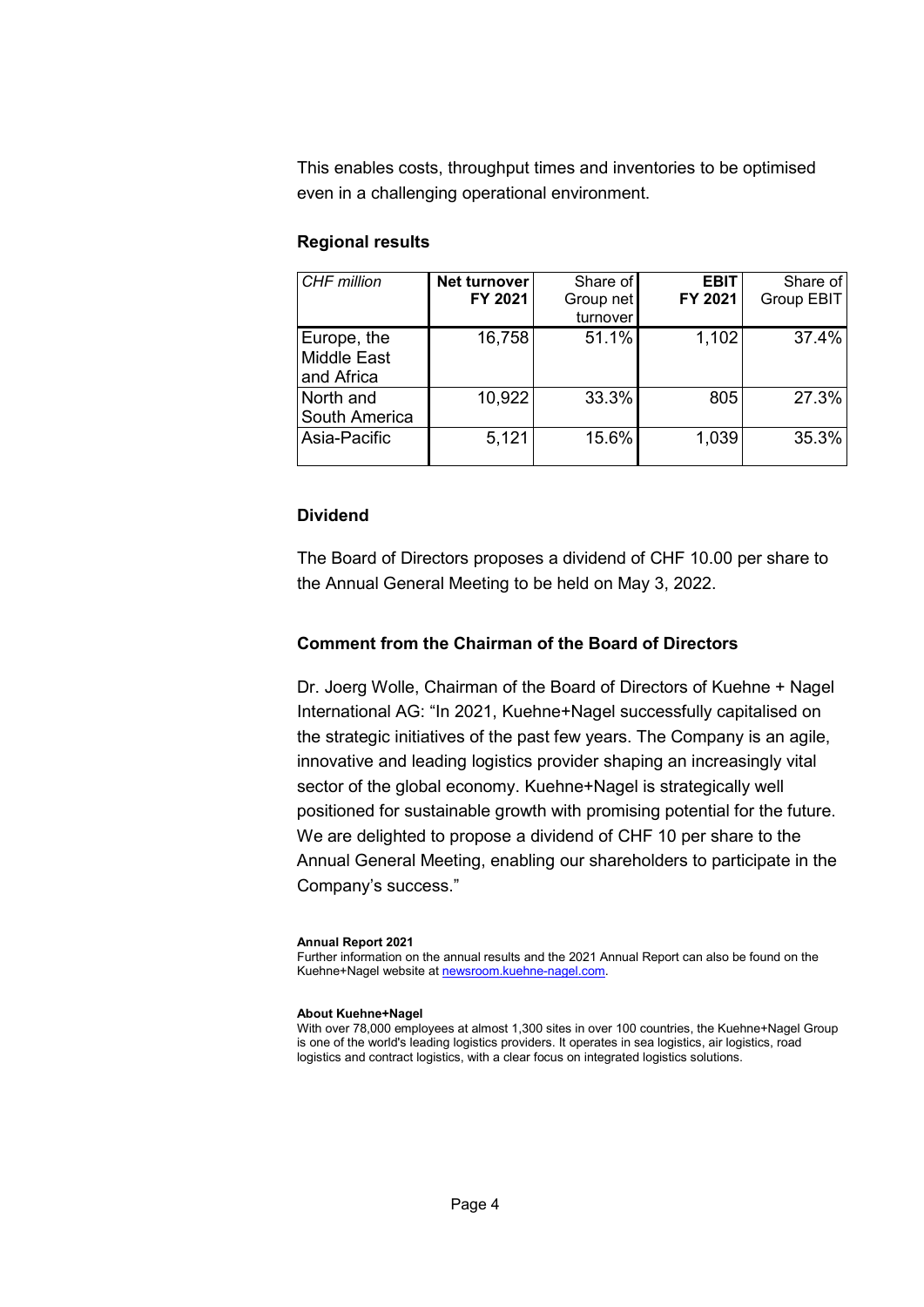This enables costs, throughput times and inventories to be optimised even in a challenging operational environment.

**Regional results**

| *CHF million* | **Net turnover FY 2021** | Share of Group net turnover | **EBIT FY 2021** | Share of Group EBIT |
|---|---|---|---|---|
| Europe, the Middle East and Africa | 16,758 | 51.1% | 1,102 | 37.4% |
| North and South America | 10,922 | 33.3% | 805 | 27.3% |
| Asia-Pacific | 5,121 | 15.6% | 1,039 | 35.3% |

**Dividend**

The Board of Directors proposes a dividend of CHF 10.00 per share to the Annual General Meeting to be held on May 3, 2022.

**Comment from the Chairman of the Board of Directors**

Dr. Joerg Wolle, Chairman of the Board of Directors of Kuehne + Nagel International AG: "In 2021, Kuehne+Nagel successfully capitalised on the strategic initiatives of the past few years. The Company is an agile, innovative and leading logistics provider shaping an increasingly vital sector of the global economy. Kuehne+Nagel is strategically well positioned for sustainable growth with promising potential for the future. We are delighted to propose a dividend of CHF 10 per share to the Annual General Meeting, enabling our shareholders to participate in the Company's success."

**Annual Report 2021**
Further information on the annual results and the 2021 Annual Report can also be found on the Kuehne+Nagel website at newsroom.kuehne-nagel.com.

**About Kuehne+Nagel**
With over 78,000 employees at almost 1,300 sites in over 100 countries, the Kuehne+Nagel Group is one of the world's leading logistics providers. It operates in sea logistics, air logistics, road logistics and contract logistics, with a clear focus on integrated logistics solutions.